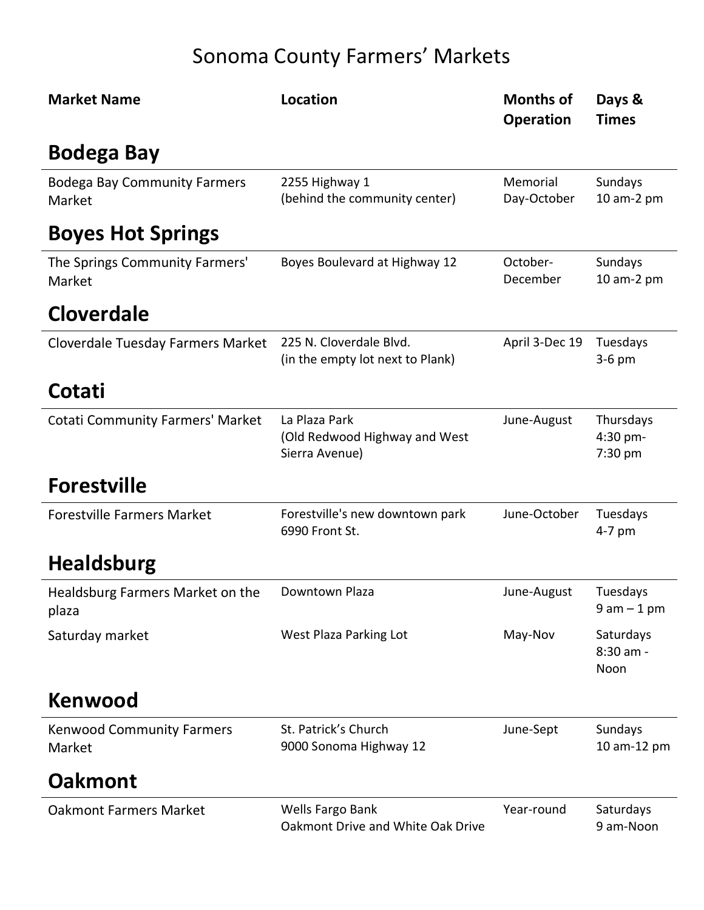# Sonoma County Farmers' Markets

| Market Name | Location | Months of Operation | Days & Times |
|---|---|---|---|
| **Bodega Bay** | | | |
| Bodega Bay Community Farmers Market | 2255 Highway 1 (behind the community center) | Memorial Day-October | Sundays 10 am-2 pm |
| **Boyes Hot Springs** | | | |
| The Springs Community Farmers' Market | Boyes Boulevard at Highway 12 | October-December | Sundays 10 am-2 pm |
| **Cloverdale** | | | |
| Cloverdale Tuesday Farmers Market | 225 N. Cloverdale Blvd. (in the empty lot next to Plank) | April 3-Dec 19 | Tuesdays 3-6 pm |
| **Cotati** | | | |
| Cotati Community Farmers' Market | La Plaza Park (Old Redwood Highway and West Sierra Avenue) | June-August | Thursdays 4:30 pm-7:30 pm |
| **Forestville** | | | |
| Forestville Farmers Market | Forestville's new downtown park 6990 Front St. | June-October | Tuesdays 4-7 pm |
| **Healdsburg** | | | |
| Healdsburg Farmers Market on the plaza | Downtown Plaza | June-August | Tuesdays 9 am – 1 pm |
| Saturday market | West Plaza Parking Lot | May-Nov | Saturdays 8:30 am - Noon |
| **Kenwood** | | | |
| Kenwood Community Farmers Market | St. Patrick's Church 9000 Sonoma Highway 12 | June-Sept | Sundays 10 am-12 pm |
| **Oakmont** | | | |
| Oakmont Farmers Market | Wells Fargo Bank Oakmont Drive and White Oak Drive | Year-round | Saturdays 9 am-Noon |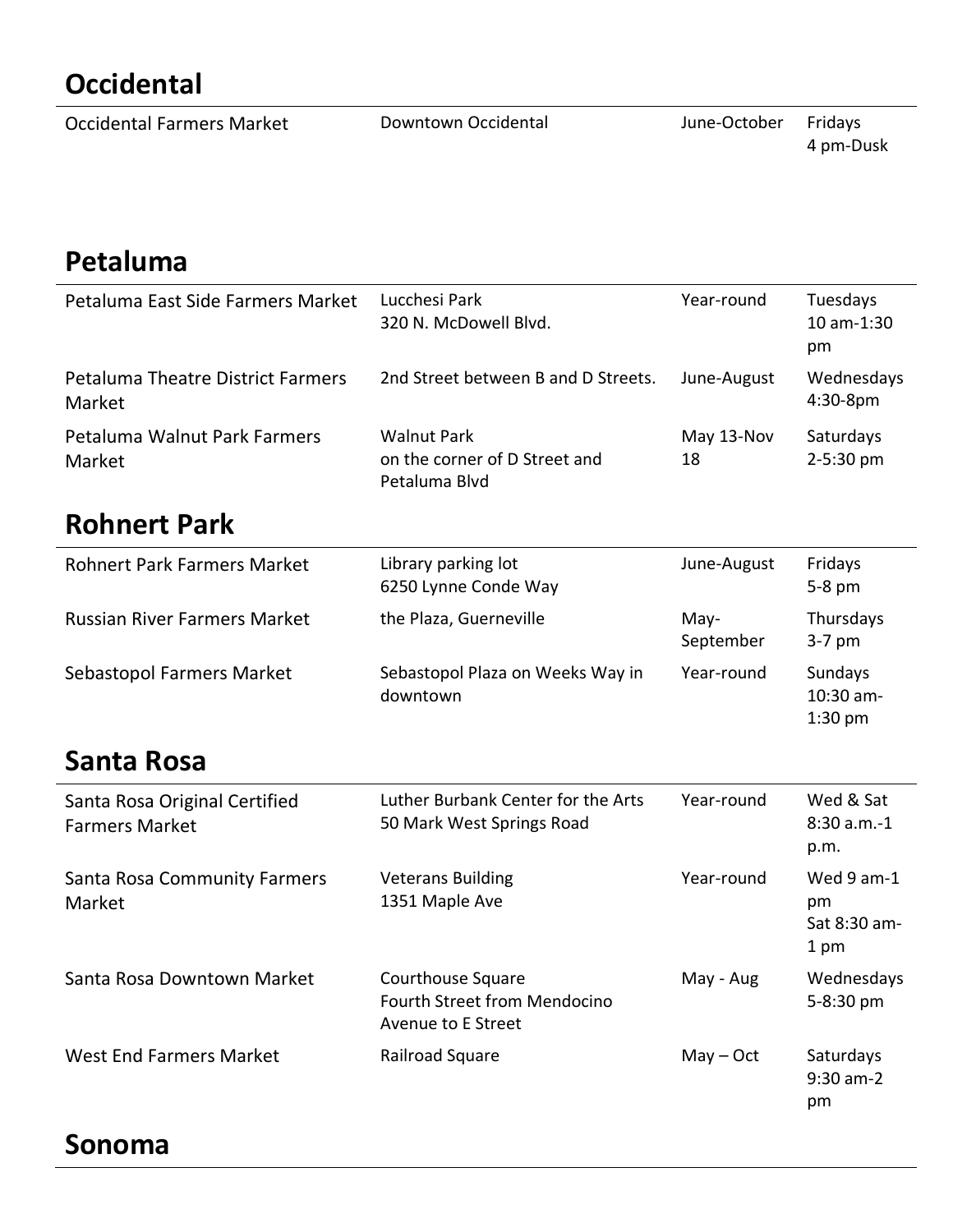## Occidental

| | | | |
|---|---|---|---|
| Occidental Farmers Market | Downtown Occidental | June-October | Fridays 4 pm-Dusk |

## Petaluma

| | | | |
|---|---|---|---|
| Petaluma East Side Farmers Market | Lucchesi Park 320 N. McDowell Blvd. | Year-round | Tuesdays 10 am-1:30 pm |
| Petaluma Theatre District Farmers Market | 2nd Street between B and D Streets. | June-August | Wednesdays 4:30-8pm |
| Petaluma Walnut Park Farmers Market | Walnut Park on the corner of D Street and Petaluma Blvd | May 13-Nov 18 | Saturdays 2-5:30 pm |

## Rohnert Park

| | | | |
|---|---|---|---|
| Rohnert Park Farmers Market | Library parking lot 6250 Lynne Conde Way | June-August | Fridays 5-8 pm |
| Russian River Farmers Market | the Plaza, Guerneville | May-September | Thursdays 3-7 pm |
| Sebastopol Farmers Market | Sebastopol Plaza on Weeks Way in downtown | Year-round | Sundays 10:30 am-1:30 pm |

## Santa Rosa

| | | | |
|---|---|---|---|
| Santa Rosa Original Certified Farmers Market | Luther Burbank Center for the Arts 50 Mark West Springs Road | Year-round | Wed & Sat 8:30 a.m.-1 p.m. |
| Santa Rosa Community Farmers Market | Veterans Building 1351 Maple Ave | Year-round | Wed 9 am-1 pm Sat 8:30 am-1 pm |
| Santa Rosa Downtown Market | Courthouse Square Fourth Street from Mendocino Avenue to E Street | May - Aug | Wednesdays 5-8:30 pm |
| West End Farmers Market | Railroad Square | May – Oct | Saturdays 9:30 am-2 pm |

## Sonoma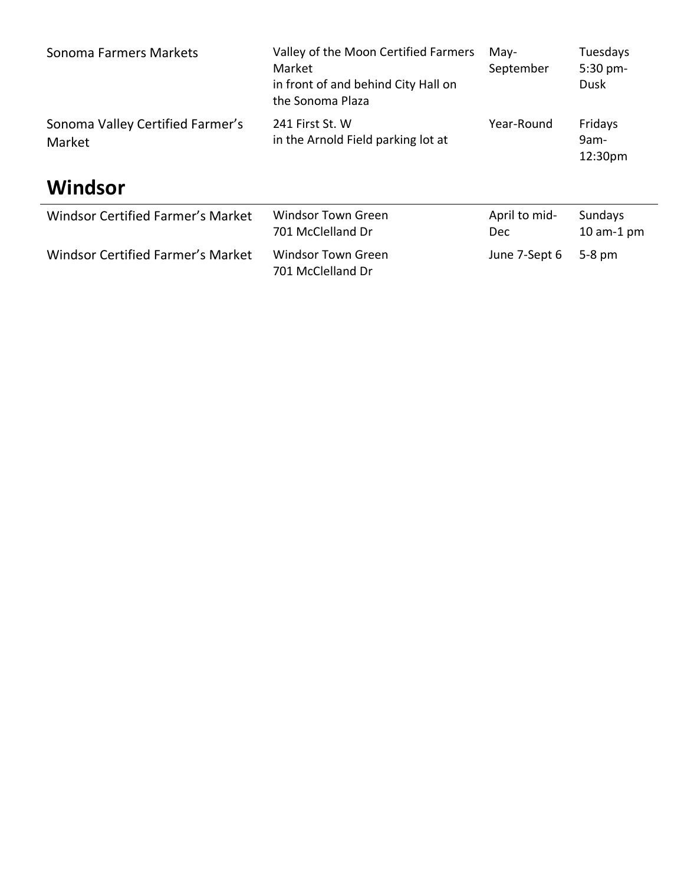| | | | |
|---|---|---|---|
| Sonoma Farmers Markets | Valley of the Moon Certified Farmers Market<br>in front of and behind City Hall on the Sonoma Plaza | May-September | Tuesdays<br>5:30 pm-Dusk |
| Sonoma Valley Certified Farmer's Market | 241 First St. W<br>in the Arnold Field parking lot at | Year-Round | Fridays<br>9am-12:30pm |

## Windsor

| | | | |
|---|---|---|---|
| Windsor Certified Farmer's Market | Windsor Town Green<br>701 McClelland Dr | April to mid-Dec | Sundays<br>10 am-1 pm |
| Windsor Certified Farmer's Market | Windsor Town Green<br>701 McClelland Dr | June 7-Sept 6 | 5-8 pm |